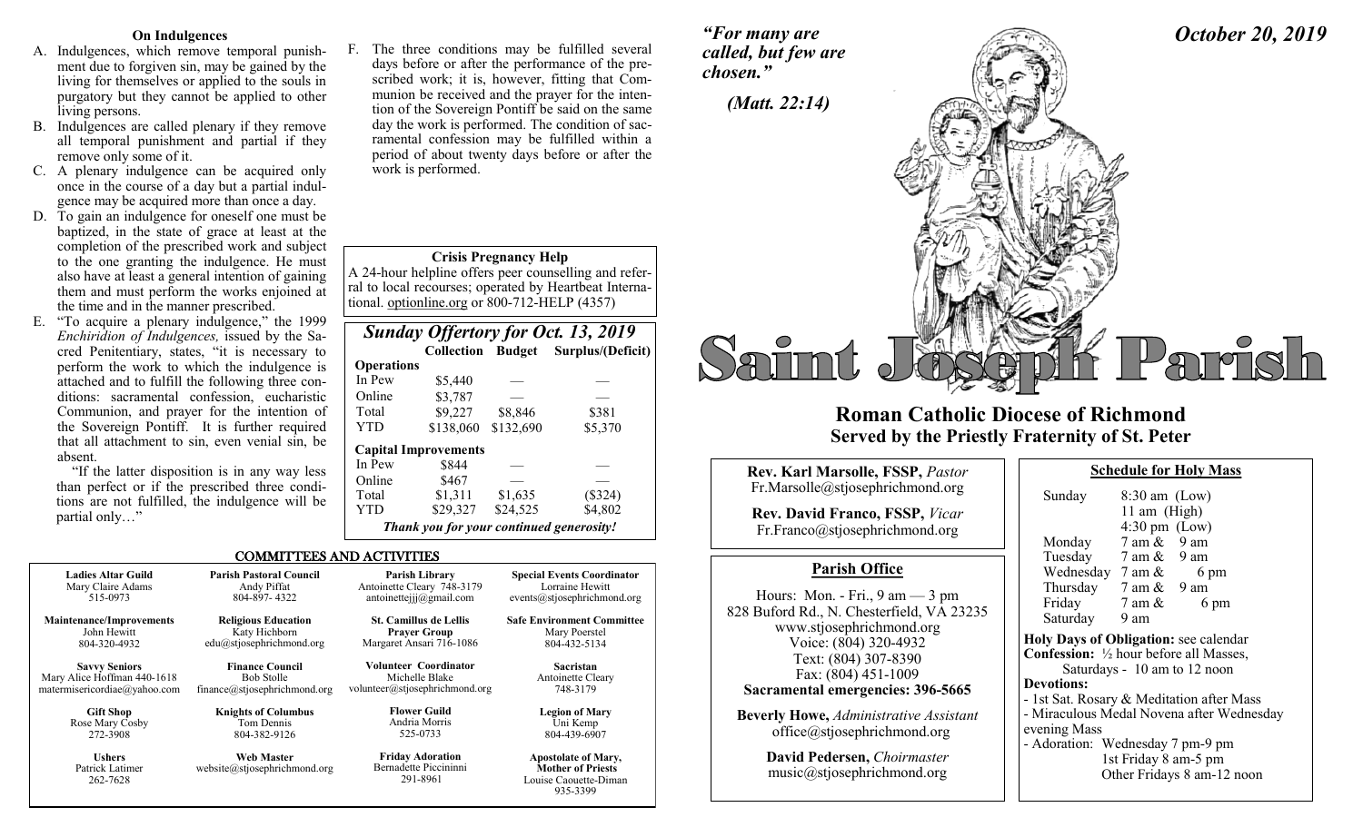## On Indulgences

A. Indulgences, which remove temporal punishment due to forgiven sin, may be gained by the living for themselves or applied to the souls in purgatory but they cannot be applied to other living persons.

B. Indulgences are called plenary if they remove all temporal punishment and partial if they remove only some of it.

C. A plenary indulgence can be acquired only once in the course of a day but a partial indulgence may be acquired more than once a day.

D. To gain an indulgence for oneself one must be baptized, in the state of grace at least at the completion of the prescribed work and subject to the one granting the indulgence. He must also have at least a general intention of gaining them and must perform the works enjoined at the time and in the manner prescribed.

E. "To acquire a plenary indulgence," the 1999 *Enchiridion of Indulgences,* issued by the Sacred Penitentiary, states, "it is necessary to perform the work to which the indulgence is attached and to fulfill the following three conditions: sacramental confession, eucharistic Communion, and prayer for the intention of the Sovereign Pontiff. It is further required that all attachment to sin, even venial sin, be absent.

"If the latter disposition is in any way less than perfect or if the prescribed three conditions are not fulfilled, the indulgence will be partial only…"

F. The three conditions may be fulfilled several days before or after the performance of the prescribed work; it is, however, fitting that Communion be received and the prayer for the intention of the Sovereign Pontiff be said on the same day the work is performed. The condition of sacramental confession may be fulfilled within a period of about twenty days before or after the work is performed.

### Crisis Pregnancy Help

A 24-hour helpline offers peer counselling and referral to local recourses; operated by Heartbeat International. optionline.org or 800-712-HELP (4357)

### *Sunday Offertory for Oct. 13, 2019*

| | Collection | Budget | Surplus/(Deficit) |
|---|---|---|---|
| **Operations** | | | |
| In Pew | $5,440 | — | — |
| Online | $3,787 | — | — |
| Total | $9,227 | $8,846 | $381 |
| YTD | $138,060 | $132,690 | $5,370 |
| **Capital Improvements** | | | |
| In Pew | $844 | — | — |
| Online | $467 | — | — |
| Total | $1,311 | $1,635 | ($324) |
| YTD | $29,327 | $24,525 | $4,802 |

*Thank you for your continued generosity!*

## COMMITTEES AND ACTIVITIES

| | | | |
|---|---|---|---|
| **Ladies Altar Guild**<br>Mary Claire Adams<br>515-0973 | **Parish Pastoral Council**<br>Andy Piffat<br>804-897- 4322 | **Parish Library**<br>Antoinette Cleary 748-3179<br>antoinettejjj@gmail.com | **Special Events Coordinator**<br>Lorraine Hewitt<br>events@stjosephrichmond.org |
| **Maintenance/Improvements**<br>John Hewitt<br>804-320-4932 | **Religious Education**<br>Katy Hichborn<br>edu@stjosephrichmond.org | **St. Camillus de Lellis Prayer Group**<br>Margaret Ansari 716-1086 | **Safe Environment Committee**<br>Mary Poerstel<br>804-432-5134 |
| **Savvy Seniors**<br>Mary Alice Hoffman 440-1618<br>matermisericordiae@yahoo.com | **Finance Council**<br>Bob Stolle<br>finance@stjosephrichmond.org | **Volunteer Coordinator**<br>Michelle Blake<br>volunteer@stjosephrichmond.org | **Sacristan**<br>Antoinette Cleary<br>748-3179 |
| **Gift Shop**<br>Rose Mary Cosby<br>272-3908 | **Knights of Columbus**<br>Tom Dennis<br>804-382-9126 | **Flower Guild**<br>Andria Morris<br>525-0733 | **Legion of Mary**<br>Uni Kemp<br>804-439-6907 |
| **Ushers**<br>Patrick Latimer<br>262-7628 | **Web Master**<br>website@stjosephrichmond.org | **Friday Adoration**<br>Bernadette Piccininni<br>291-8961 | **Apostolate of Mary, Mother of Priests**<br>Louise Caouette-Diman<br>935-3399 |

*"For many are called, but few are chosen."*

*(Matt. 22:14)*

*October 20, 2019*

# Saint Joseph Parish

## Roman Catholic Diocese of Richmond
## Served by the Priestly Fraternity of St. Peter

**Rev. Karl Marsolle, FSSP,** *Pastor*
Fr.Marsolle@stjosephrichmond.org

**Rev. David Franco, FSSP,** *Vicar*
Fr.Franco@stjosephrichmond.org

### Parish Office

Hours: Mon. - Fri., 9 am — 3 pm
828 Buford Rd., N. Chesterfield, VA 23235
www.stjosephrichmond.org
Voice: (804) 320-4932
Text: (804) 307-8390
Fax: (804) 451-1009
**Sacramental emergencies: 396-5665**

**Beverly Howe,** *Administrative Assistant*
office@stjosephrichmond.org

**David Pedersen,** *Choirmaster*
music@stjosephrichmond.org

### Schedule for Holy Mass

| | |
|---|---|
| Sunday | 8:30 am (Low)<br>11 am (High)<br>4:30 pm (Low) |
| Monday | 7 am & 9 am |
| Tuesday | 7 am & 9 am |
| Wednesday | 7 am & 6 pm |
| Thursday | 7 am & 9 am |
| Friday | 7 am & 6 pm |
| Saturday | 9 am |

**Holy Days of Obligation:** see calendar
**Confession:** ½ hour before all Masses, Saturdays - 10 am to 12 noon
**Devotions:**
- 1st Sat. Rosary & Meditation after Mass
- Miraculous Medal Novena after Wednesday evening Mass
- Adoration: Wednesday 7 pm-9 pm
  1st Friday 8 am-5 pm
  Other Fridays 8 am-12 noon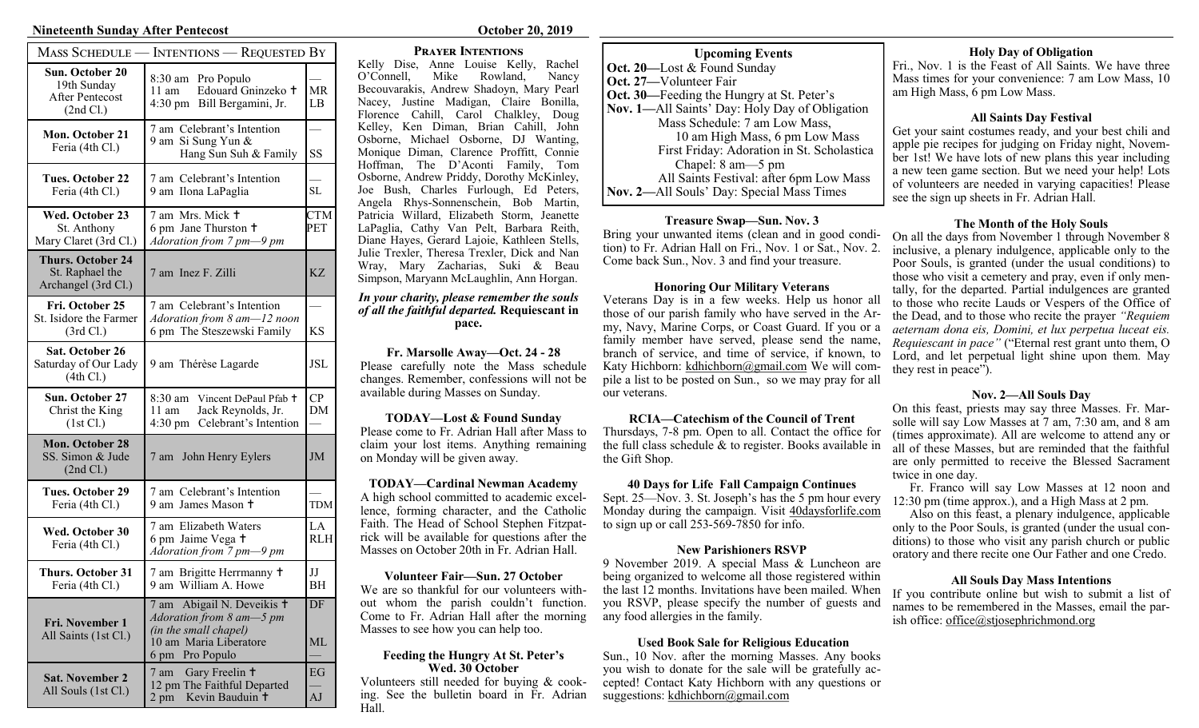**Nineteenth Sunday After Pentecost** **October 20, 2019**

| Mass Schedule — Intentions — Requested By | | |
|---|---|---|
| **Sun. October 20** 19th Sunday After Pentecost (2nd Cl.) | 8:30 am Pro Populo<br>11 am Edouard Gninzeko ✝<br>4:30 pm Bill Bergamini, Jr. | —<br>MR<br>LB |
| **Mon. October 21** Feria (4th Cl.) | 7 am Celebrant's Intention<br>9 am Si Sung Yun & Hang Sun Suh & Family | —<br>SS |
| **Tues. October 22** Feria (4th Cl.) | 7 am Celebrant's Intention<br>9 am Ilona LaPaglia | —<br>SL |
| **Wed. October 23** St. Anthony Mary Claret (3rd Cl.) | 7 am Mrs. Mick ✝<br>6 pm Jane Thurston ✝<br>*Adoration from 7 pm—9 pm* | CTM<br>PET |
| **Thurs. October 24** St. Raphael the Archangel (3rd Cl.) | 7 am Inez F. Zilli | KZ |
| **Fri. October 25** St. Isidore the Farmer (3rd Cl.) | 7 am Celebrant's Intention<br>*Adoration from 8 am—12 noon*<br>6 pm The Steszewski Family | —<br><br>KS |
| **Sat. October 26** Saturday of Our Lady (4th Cl.) | 9 am Thérèse Lagarde | JSL |
| **Sun. October 27** Christ the King (1st Cl.) | 8:30 am Vincent DePaul Pfab ✝<br>11 am Jack Reynolds, Jr.<br>4:30 pm Celebrant's Intention | CP<br>DM<br>— |
| **Mon. October 28** SS. Simon & Jude (2nd Cl.) | 7 am John Henry Eylers | JM |
| **Tues. October 29** Feria (4th Cl.) | 7 am Celebrant's Intention<br>9 am James Mason ✝ | —<br>TDM |
| **Wed. October 30** Feria (4th Cl.) | 7 am Elizabeth Waters<br>6 pm Jaime Vega ✝<br>*Adoration from 7 pm—9 pm* | LA<br>RLH |
| **Thurs. October 31** Feria (4th Cl.) | 7 am Brigitte Herrmanny ✝<br>9 am William A. Howe | JJ<br>BH |
| **Fri. November 1** All Saints (1st Cl.) | 7 am Abigail N. Deveikis ✝<br>*Adoration from 8 am—5 pm (in the small chapel)*<br>10 am Maria Liberatore<br>6 pm Pro Populo | DF<br><br>ML<br>— |
| **Sat. November 2** All Souls (1st Cl.) | 7 am Gary Freelin ✝<br>12 pm The Faithful Departed<br>2 pm Kevin Bauduin ✝ | EG<br>—<br>AJ |

### Prayer Intentions

Kelly Dise, Anne Louise Kelly, Rachel O'Connell, Mike Rowland, Nancy Becouvarakis, Andrew Shadoyn, Mary Pearl Nacey, Justine Madigan, Claire Bonilla, Florence Cahill, Carol Chalkley, Doug Kelley, Ken Diman, Brian Cahill, John Osborne, Michael Osborne, DJ Wanting, Monique Diman, Clarence Proffitt, Connie Hoffman, The D'Aconti Family, Tom Osborne, Andrew Priddy, Dorothy McKinley, Joe Bush, Charles Furlough, Ed Peters, Angela Rhys-Sonnenschein, Bob Martin, Patricia Willard, Elizabeth Storm, Jeanette LaPaglia, Cathy Van Pelt, Barbara Reith, Diane Hayes, Gerard Lajoie, Kathleen Stells, Julie Trexler, Theresa Trexler, Dick and Nan Wray, Mary Zacharias, Suki & Beau Simpson, Maryann McLaughlin, Ann Horgan.

***In your charity, please remember the souls of all the faithful departed.* Requiescant in pace.**

### Fr. Marsolle Away—Oct. 24 - 28

Please carefully note the Mass schedule changes. Remember, confessions will not be available during Masses on Sunday.

### TODAY—Lost & Found Sunday

Please come to Fr. Adrian Hall after Mass to claim your lost items. Anything remaining on Monday will be given away.

### TODAY—Cardinal Newman Academy

A high school committed to academic excellence, forming character, and the Catholic Faith. The Head of School Stephen Fitzpatrick will be available for questions after the Masses on October 20th in Fr. Adrian Hall.

### Volunteer Fair—Sun. 27 October

We are so thankful for our volunteers without whom the parish couldn't function. Come to Fr. Adrian Hall after the morning Masses to see how you can help too.

### Feeding the Hungry At St. Peter's Wed. 30 October

Volunteers still needed for buying & cooking. See the bulletin board in Fr. Adrian Hall.

### Upcoming Events

**Oct. 20**—Lost & Found Sunday
**Oct. 27**—Volunteer Fair
**Oct. 30**—Feeding the Hungry at St. Peter's
**Nov. 1**—All Saints' Day: Holy Day of Obligation
Mass Schedule: 7 am Low Mass, 10 am High Mass, 6 pm Low Mass
First Friday: Adoration in St. Scholastica Chapel: 8 am—5 pm
All Saints Festival: after 6pm Low Mass
**Nov. 2**—All Souls' Day: Special Mass Times

### Treasure Swap—Sun. Nov. 3

Bring your unwanted items (clean and in good condition) to Fr. Adrian Hall on Fri., Nov. 1 or Sat., Nov. 2. Come back Sun., Nov. 3 and find your treasure.

### Honoring Our Military Veterans

Veterans Day is in a few weeks. Help us honor all those of our parish family who have served in the Army, Navy, Marine Corps, or Coast Guard. If you or a family member have served, please send the name, branch of service, and time of service, if known, to Katy Hichborn: kdhichborn@gmail.com We will compile a list to be posted on Sun., so we may pray for all our veterans.

### RCIA—Catechism of the Council of Trent

Thursdays, 7-8 pm. Open to all. Contact the office for the full class schedule & to register. Books available in the Gift Shop.

### 40 Days for Life Fall Campaign Continues

Sept. 25—Nov. 3. St. Joseph's has the 5 pm hour every Monday during the campaign. Visit 40daysforlife.com to sign up or call 253-569-7850 for info.

### New Parishioners RSVP

9 November 2019. A special Mass & Luncheon are being organized to welcome all those registered within the last 12 months. Invitations have been mailed. When you RSVP, please specify the number of guests and any food allergies in the family.

### Used Book Sale for Religious Education

Sun., 10 Nov. after the morning Masses. Any books you wish to donate for the sale will be gratefully accepted! Contact Katy Hichborn with any questions or suggestions: kdhichborn@gmail.com

### Holy Day of Obligation

Fri., Nov. 1 is the Feast of All Saints. We have three Mass times for your convenience: 7 am Low Mass, 10 am High Mass, 6 pm Low Mass.

### All Saints Day Festival

Get your saint costumes ready, and your best chili and apple pie recipes for judging on Friday night, November 1st! We have lots of new plans this year including a new teen game section. But we need your help! Lots of volunteers are needed in varying capacities! Please see the sign up sheets in Fr. Adrian Hall.

### The Month of the Holy Souls

On all the days from November 1 through November 8 inclusive, a plenary indulgence, applicable only to the Poor Souls, is granted (under the usual conditions) to those who visit a cemetery and pray, even if only mentally, for the departed. Partial indulgences are granted to those who recite Lauds or Vespers of the Office of the Dead, and to those who recite the prayer *"Requiem aeternam dona eis, Domini, et lux perpetua luceat eis. Requiescant in pace"* ("Eternal rest grant unto them, O Lord, and let perpetual light shine upon them. May they rest in peace").

### Nov. 2—All Souls Day

On this feast, priests may say three Masses. Fr. Marsolle will say Low Masses at 7 am, 7:30 am, and 8 am (times approximate). All are welcome to attend any or all of these Masses, but are reminded that the faithful are only permitted to receive the Blessed Sacrament twice in one day.

Fr. Franco will say Low Masses at 12 noon and 12:30 pm (time approx.), and a High Mass at 2 pm.

Also on this feast, a plenary indulgence, applicable only to the Poor Souls, is granted (under the usual conditions) to those who visit any parish church or public oratory and there recite one Our Father and one Credo.

### All Souls Day Mass Intentions

If you contribute online but wish to submit a list of names to be remembered in the Masses, email the parish office: office@stjosephrichmond.org